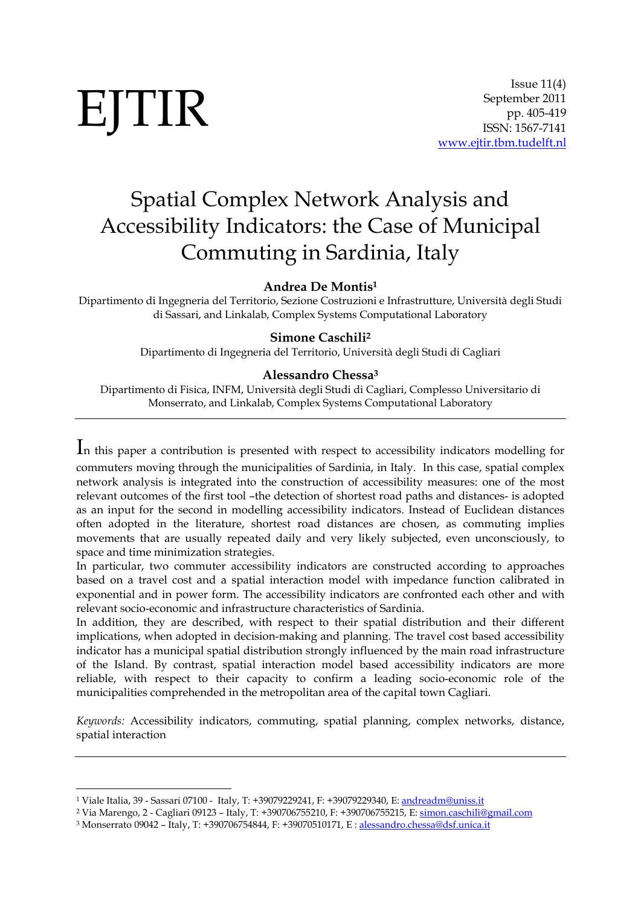# Spatial Complex Network Analysis and Accessibility Indicators: the Case of Municipal Commuting in Sardinia, Italy

**Andrea De Montis**[1]

Dipartimento di Ingegneria del Territorio, Sezione Costruzioni e Infrastrutture, Università degli Studi di Sassari, and Linkalab, Complex Systems Computational Laboratory

**Simone Caschili**[2]

Dipartimento di Ingegneria del Territorio, Università degli Studi di Cagliari

**Alessandro Chessa**[3]

Dipartimento di Fisica, INFM, Università degli Studi di Cagliari, Complesso Universitario di Monserrato, and Linkalab, Complex Systems Computational Laboratory

---

In this paper a contribution is presented with respect to accessibility indicators modelling for commuters moving through the municipalities of Sardinia, in Italy. In this case, spatial complex network analysis is integrated into the construction of accessibility measures: one of the most relevant outcomes of the first tool –the detection of shortest road paths and distances- is adopted as an input for the second in modelling accessibility indicators. Instead of Euclidean distances often adopted in the literature, shortest road distances are chosen, as commuting implies movements that are usually repeated daily and very likely subjected, even unconsciously, to space and time minimization strategies.

In particular, two commuter accessibility indicators are constructed according to approaches based on a travel cost and a spatial interaction model with impedance function calibrated in exponential and in power form. The accessibility indicators are confronted each other and with relevant socio-economic and infrastructure characteristics of Sardinia.

In addition, they are described, with respect to their spatial distribution and their different implications, when adopted in decision-making and planning. The travel cost based accessibility indicator has a municipal spatial distribution strongly influenced by the main road infrastructure of the Island. By contrast, spatial interaction model based accessibility indicators are more reliable, with respect to their capacity to confirm a leading socio-economic role of the municipalities comprehended in the metropolitan area of the capital town Cagliari.

*Keywords:* Accessibility indicators, commuting, spatial planning, complex networks, distance, spatial interaction

---

[1] Viale Italia, 39 - Sassari 07100 - Italy, T: +39079229241, F: +39079229340, E: andreadm@uniss.it

[2] Via Marengo, 2 - Cagliari 09123 – Italy, T: +390706755210, F: +390706755215, E: simon.caschili@gmail.com

[3] Monserrato 09042 – Italy, T: +390706754844, F: +39070510171, E : alessandro.chessa@dsf.unica.it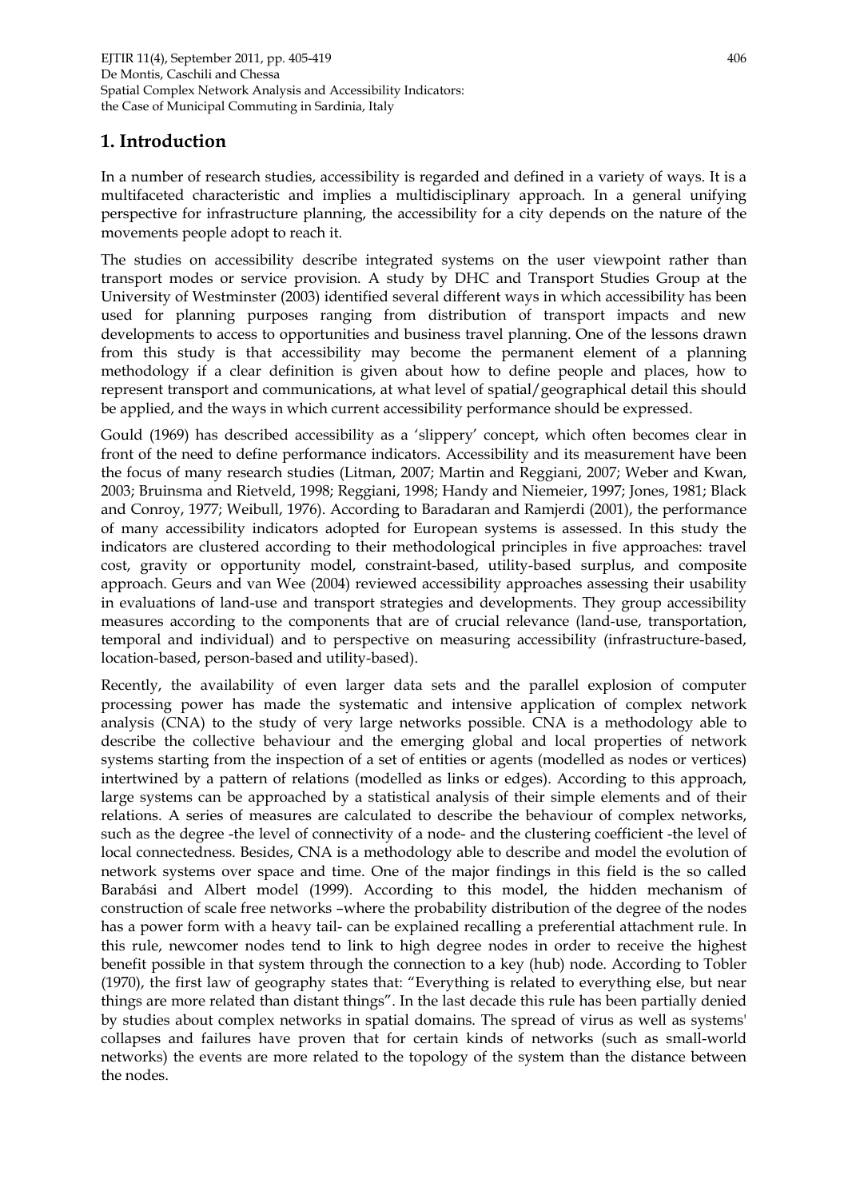## 1. Introduction

In a number of research studies, accessibility is regarded and defined in a variety of ways. It is a multifaceted characteristic and implies a multidisciplinary approach. In a general unifying perspective for infrastructure planning, the accessibility for a city depends on the nature of the movements people adopt to reach it.

The studies on accessibility describe integrated systems on the user viewpoint rather than transport modes or service provision. A study by DHC and Transport Studies Group at the University of Westminster (2003) identified several different ways in which accessibility has been used for planning purposes ranging from distribution of transport impacts and new developments to access to opportunities and business travel planning. One of the lessons drawn from this study is that accessibility may become the permanent element of a planning methodology if a clear definition is given about how to define people and places, how to represent transport and communications, at what level of spatial/geographical detail this should be applied, and the ways in which current accessibility performance should be expressed.

Gould (1969) has described accessibility as a 'slippery' concept, which often becomes clear in front of the need to define performance indicators. Accessibility and its measurement have been the focus of many research studies (Litman, 2007; Martin and Reggiani, 2007; Weber and Kwan, 2003; Bruinsma and Rietveld, 1998; Reggiani, 1998; Handy and Niemeier, 1997; Jones, 1981; Black and Conroy, 1977; Weibull, 1976). According to Baradaran and Ramjerdi (2001), the performance of many accessibility indicators adopted for European systems is assessed. In this study the indicators are clustered according to their methodological principles in five approaches: travel cost, gravity or opportunity model, constraint-based, utility-based surplus, and composite approach. Geurs and van Wee (2004) reviewed accessibility approaches assessing their usability in evaluations of land-use and transport strategies and developments. They group accessibility measures according to the components that are of crucial relevance (land-use, transportation, temporal and individual) and to perspective on measuring accessibility (infrastructure-based, location-based, person-based and utility-based).

Recently, the availability of even larger data sets and the parallel explosion of computer processing power has made the systematic and intensive application of complex network analysis (CNA) to the study of very large networks possible. CNA is a methodology able to describe the collective behaviour and the emerging global and local properties of network systems starting from the inspection of a set of entities or agents (modelled as nodes or vertices) intertwined by a pattern of relations (modelled as links or edges). According to this approach, large systems can be approached by a statistical analysis of their simple elements and of their relations. A series of measures are calculated to describe the behaviour of complex networks, such as the degree -the level of connectivity of a node- and the clustering coefficient -the level of local connectedness. Besides, CNA is a methodology able to describe and model the evolution of network systems over space and time. One of the major findings in this field is the so called Barabási and Albert model (1999). According to this model, the hidden mechanism of construction of scale free networks –where the probability distribution of the degree of the nodes has a power form with a heavy tail- can be explained recalling a preferential attachment rule. In this rule, newcomer nodes tend to link to high degree nodes in order to receive the highest benefit possible in that system through the connection to a key (hub) node. According to Tobler (1970), the first law of geography states that: "Everything is related to everything else, but near things are more related than distant things". In the last decade this rule has been partially denied by studies about complex networks in spatial domains. The spread of virus as well as systems' collapses and failures have proven that for certain kinds of networks (such as small-world networks) the events are more related to the topology of the system than the distance between the nodes.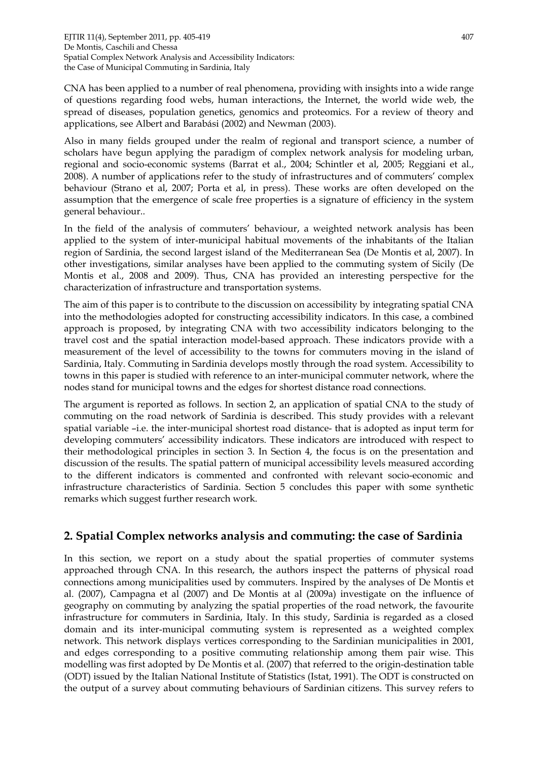CNA has been applied to a number of real phenomena, providing with insights into a wide range of questions regarding food webs, human interactions, the Internet, the world wide web, the spread of diseases, population genetics, genomics and proteomics. For a review of theory and applications, see Albert and Barabási (2002) and Newman (2003).

Also in many fields grouped under the realm of regional and transport science, a number of scholars have begun applying the paradigm of complex network analysis for modeling urban, regional and socio-economic systems (Barrat et al., 2004; Schintler et al, 2005; Reggiani et al., 2008). A number of applications refer to the study of infrastructures and of commuters' complex behaviour (Strano et al, 2007; Porta et al, in press). These works are often developed on the assumption that the emergence of scale free properties is a signature of efficiency in the system general behaviour..

In the field of the analysis of commuters' behaviour, a weighted network analysis has been applied to the system of inter-municipal habitual movements of the inhabitants of the Italian region of Sardinia, the second largest island of the Mediterranean Sea (De Montis et al, 2007). In other investigations, similar analyses have been applied to the commuting system of Sicily (De Montis et al., 2008 and 2009). Thus, CNA has provided an interesting perspective for the characterization of infrastructure and transportation systems.

The aim of this paper is to contribute to the discussion on accessibility by integrating spatial CNA into the methodologies adopted for constructing accessibility indicators. In this case, a combined approach is proposed, by integrating CNA with two accessibility indicators belonging to the travel cost and the spatial interaction model-based approach. These indicators provide with a measurement of the level of accessibility to the towns for commuters moving in the island of Sardinia, Italy. Commuting in Sardinia develops mostly through the road system. Accessibility to towns in this paper is studied with reference to an inter-municipal commuter network, where the nodes stand for municipal towns and the edges for shortest distance road connections.

The argument is reported as follows. In section 2, an application of spatial CNA to the study of commuting on the road network of Sardinia is described. This study provides with a relevant spatial variable –i.e. the inter-municipal shortest road distance- that is adopted as input term for developing commuters' accessibility indicators. These indicators are introduced with respect to their methodological principles in section 3. In Section 4, the focus is on the presentation and discussion of the results. The spatial pattern of municipal accessibility levels measured according to the different indicators is commented and confronted with relevant socio-economic and infrastructure characteristics of Sardinia. Section 5 concludes this paper with some synthetic remarks which suggest further research work.

## 2. Spatial Complex networks analysis and commuting: the case of Sardinia

In this section, we report on a study about the spatial properties of commuter systems approached through CNA. In this research, the authors inspect the patterns of physical road connections among municipalities used by commuters. Inspired by the analyses of De Montis et al. (2007), Campagna et al (2007) and De Montis at al (2009a) investigate on the influence of geography on commuting by analyzing the spatial properties of the road network, the favourite infrastructure for commuters in Sardinia, Italy. In this study, Sardinia is regarded as a closed domain and its inter-municipal commuting system is represented as a weighted complex network. This network displays vertices corresponding to the Sardinian municipalities in 2001, and edges corresponding to a positive commuting relationship among them pair wise. This modelling was first adopted by De Montis et al. (2007) that referred to the origin-destination table (ODT) issued by the Italian National Institute of Statistics (Istat, 1991). The ODT is constructed on the output of a survey about commuting behaviours of Sardinian citizens. This survey refers to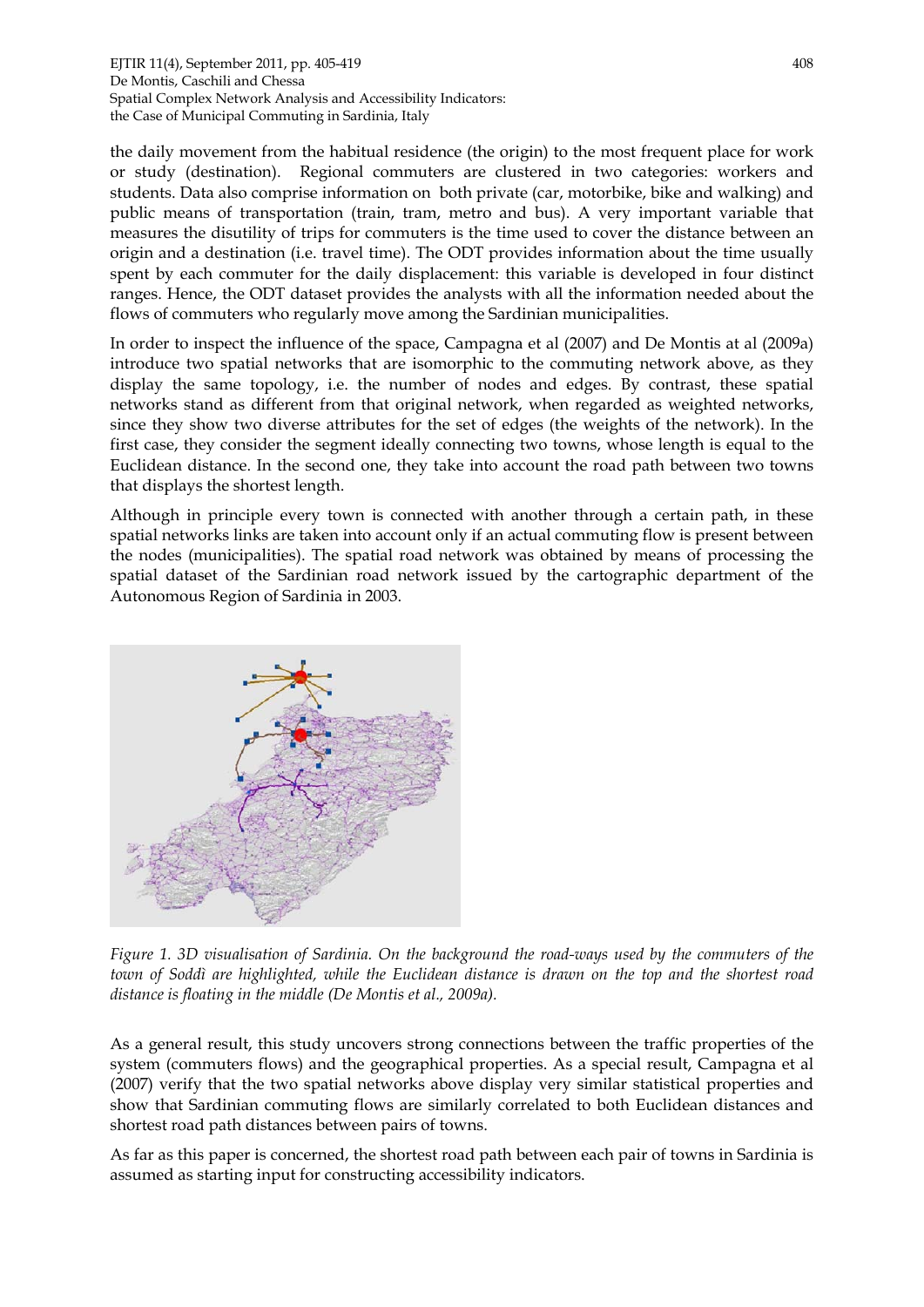the daily movement from the habitual residence (the origin) to the most frequent place for work or study (destination). Regional commuters are clustered in two categories: workers and students. Data also comprise information on both private (car, motorbike, bike and walking) and public means of transportation (train, tram, metro and bus). A very important variable that measures the disutility of trips for commuters is the time used to cover the distance between an origin and a destination (i.e. travel time). The ODT provides information about the time usually spent by each commuter for the daily displacement: this variable is developed in four distinct ranges. Hence, the ODT dataset provides the analysts with all the information needed about the flows of commuters who regularly move among the Sardinian municipalities.

In order to inspect the influence of the space, Campagna et al (2007) and De Montis at al (2009a) introduce two spatial networks that are isomorphic to the commuting network above, as they display the same topology, i.e. the number of nodes and edges. By contrast, these spatial networks stand as different from that original network, when regarded as weighted networks, since they show two diverse attributes for the set of edges (the weights of the network). In the first case, they consider the segment ideally connecting two towns, whose length is equal to the Euclidean distance. In the second one, they take into account the road path between two towns that displays the shortest length.

Although in principle every town is connected with another through a certain path, in these spatial networks links are taken into account only if an actual commuting flow is present between the nodes (municipalities). The spatial road network was obtained by means of processing the spatial dataset of the Sardinian road network issued by the cartographic department of the Autonomous Region of Sardinia in 2003.

*Figure 1. 3D visualisation of Sardinia. On the background the road-ways used by the commuters of the town of Soddì are highlighted, while the Euclidean distance is drawn on the top and the shortest road distance is floating in the middle (De Montis et al., 2009a).*

As a general result, this study uncovers strong connections between the traffic properties of the system (commuters flows) and the geographical properties. As a special result, Campagna et al (2007) verify that the two spatial networks above display very similar statistical properties and show that Sardinian commuting flows are similarly correlated to both Euclidean distances and shortest road path distances between pairs of towns.

As far as this paper is concerned, the shortest road path between each pair of towns in Sardinia is assumed as starting input for constructing accessibility indicators.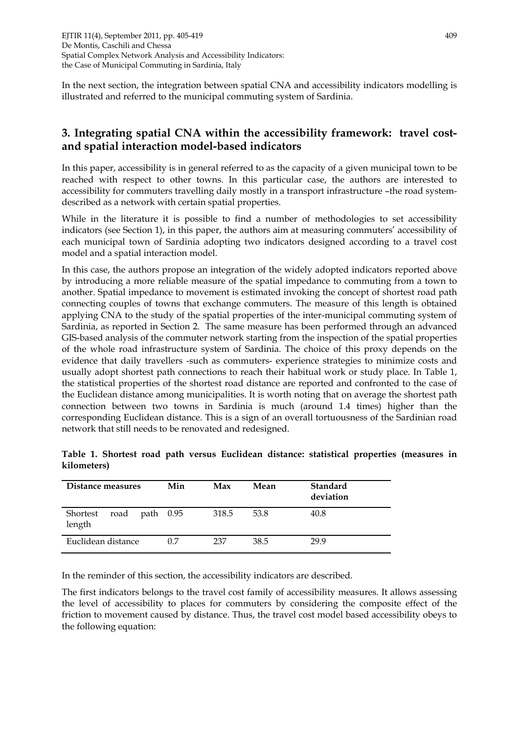In the next section, the integration between spatial CNA and accessibility indicators modelling is illustrated and referred to the municipal commuting system of Sardinia.

## 3. Integrating spatial CNA within the accessibility framework: travel cost- and spatial interaction model-based indicators

In this paper, accessibility is in general referred to as the capacity of a given municipal town to be reached with respect to other towns. In this particular case, the authors are interested to accessibility for commuters travelling daily mostly in a transport infrastructure –the road system- described as a network with certain spatial properties.

While in the literature it is possible to find a number of methodologies to set accessibility indicators (see Section 1), in this paper, the authors aim at measuring commuters' accessibility of each municipal town of Sardinia adopting two indicators designed according to a travel cost model and a spatial interaction model.

In this case, the authors propose an integration of the widely adopted indicators reported above by introducing a more reliable measure of the spatial impedance to commuting from a town to another. Spatial impedance to movement is estimated invoking the concept of shortest road path connecting couples of towns that exchange commuters. The measure of this length is obtained applying CNA to the study of the spatial properties of the inter-municipal commuting system of Sardinia, as reported in Section 2. The same measure has been performed through an advanced GIS-based analysis of the commuter network starting from the inspection of the spatial properties of the whole road infrastructure system of Sardinia. The choice of this proxy depends on the evidence that daily travellers -such as commuters- experience strategies to minimize costs and usually adopt shortest path connections to reach their habitual work or study place. In Table 1, the statistical properties of the shortest road distance are reported and confronted to the case of the Euclidean distance among municipalities. It is worth noting that on average the shortest path connection between two towns in Sardinia is much (around 1.4 times) higher than the corresponding Euclidean distance. This is a sign of an overall tortuousness of the Sardinian road network that still needs to be renovated and redesigned.

**Table 1. Shortest road path versus Euclidean distance: statistical properties (measures in kilometers)**

| Distance measures | Min | Max | Mean | Standard deviation |
|---|---|---|---|---|
| Shortest road path length | 0.95 | 318.5 | 53.8 | 40.8 |
| Euclidean distance | 0.7 | 237 | 38.5 | 29.9 |

In the reminder of this section, the accessibility indicators are described.

The first indicators belongs to the travel cost family of accessibility measures. It allows assessing the level of accessibility to places for commuters by considering the composite effect of the friction to movement caused by distance. Thus, the travel cost model based accessibility obeys to the following equation: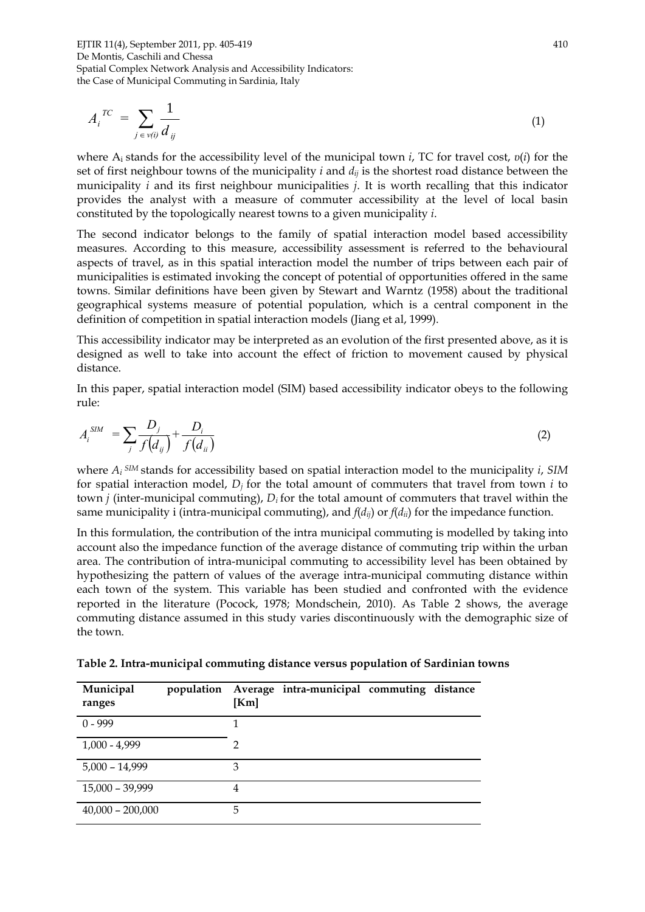$$A_i^{TC} = \sum_{j \in v(i)} \frac{1}{d_{ij}} \tag{1}$$

where $A_i$ stands for the accessibility level of the municipal town *i*, TC for travel cost, *v*(*i*) for the set of first neighbour towns of the municipality *i* and $d_{ij}$ is the shortest road distance between the municipality *i* and its first neighbour municipalities *j*. It is worth recalling that this indicator provides the analyst with a measure of commuter accessibility at the level of local basin constituted by the topologically nearest towns to a given municipality *i*.

The second indicator belongs to the family of spatial interaction model based accessibility measures. According to this measure, accessibility assessment is referred to the behavioural aspects of travel, as in this spatial interaction model the number of trips between each pair of municipalities is estimated invoking the concept of potential of opportunities offered in the same towns. Similar definitions have been given by Stewart and Warntz (1958) about the traditional geographical systems measure of potential population, which is a central component in the definition of competition in spatial interaction models (Jiang et al, 1999).

This accessibility indicator may be interpreted as an evolution of the first presented above, as it is designed as well to take into account the effect of friction to movement caused by physical distance.

In this paper, spatial interaction model (SIM) based accessibility indicator obeys to the following rule:

$$A_i^{SIM} = \sum_j \frac{D_j}{f(d_{ij})} + \frac{D_i}{f(d_{ii})} \tag{2}$$

where $A_i^{SIM}$ stands for accessibility based on spatial interaction model to the municipality *i*, *SIM* for spatial interaction model, $D_j$ for the total amount of commuters that travel from town *i* to town *j* (inter-municipal commuting), $D_i$ for the total amount of commuters that travel within the same municipality i (intra-municipal commuting), and $f(d_{ij})$ or $f(d_{ii})$ for the impedance function.

In this formulation, the contribution of the intra municipal commuting is modelled by taking into account also the impedance function of the average distance of commuting trip within the urban area. The contribution of intra-municipal commuting to accessibility level has been obtained by hypothesizing the pattern of values of the average intra-municipal commuting distance within each town of the system. This variable has been studied and confronted with the evidence reported in the literature (Pocock, 1978; Mondschein, 2010). As Table 2 shows, the average commuting distance assumed in this study varies discontinuously with the demographic size of the town.

**Table 2. Intra-municipal commuting distance versus population of Sardinian towns**

| Municipal population ranges | Average intra-municipal commuting distance [Km] |
|---|---|
| 0 - 999 | 1 |
| 1,000 - 4,999 | 2 |
| 5,000 – 14,999 | 3 |
| 15,000 – 39,999 | 4 |
| 40,000 – 200,000 | 5 |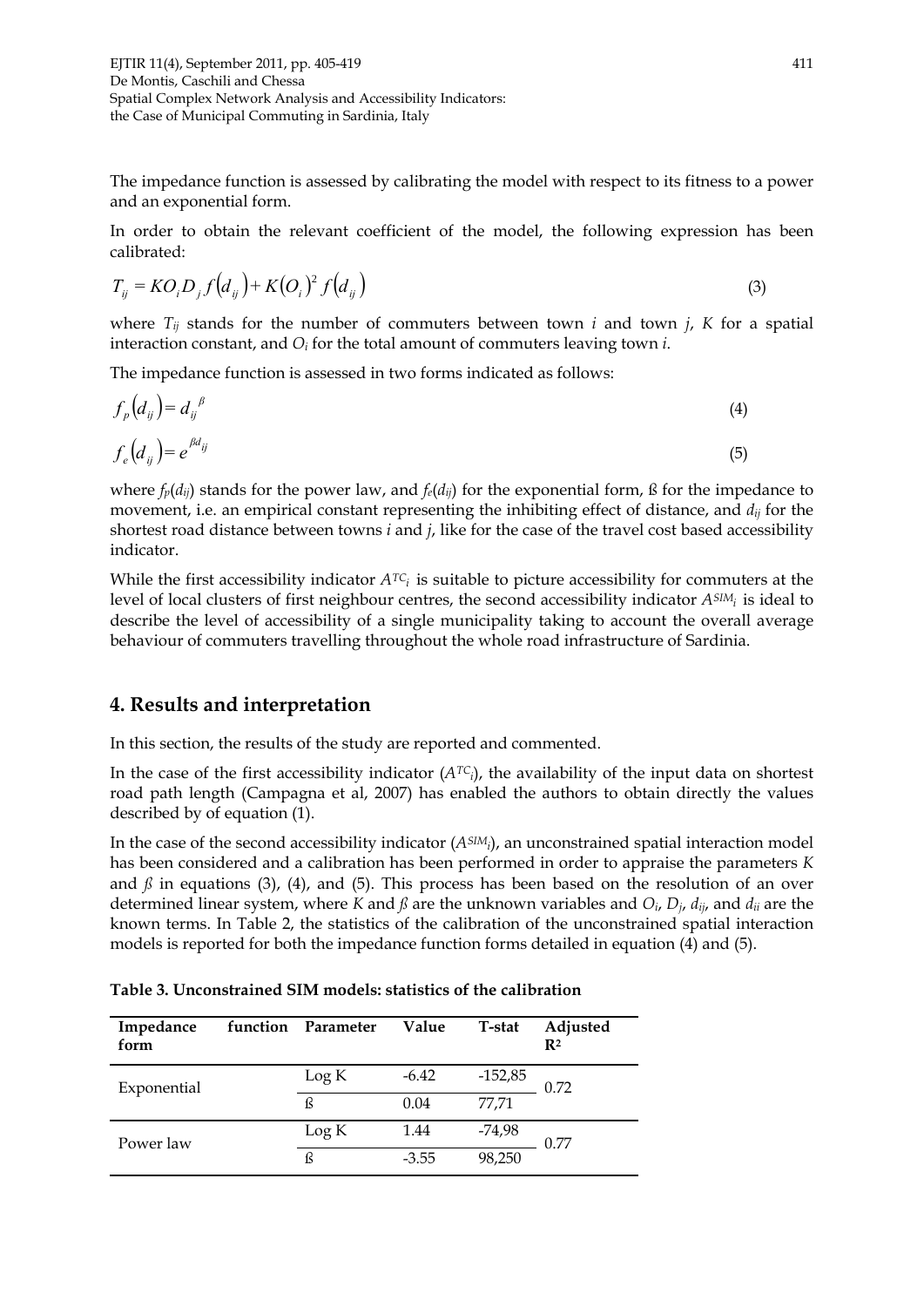The impedance function is assessed by calibrating the model with respect to its fitness to a power and an exponential form.

In order to obtain the relevant coefficient of the model, the following expression has been calibrated:

$$T_{ij} = KO_i D_j f(d_{ij}) + K(O_i)^2 f(d_{ij}) \tag{3}$$

where $T_{ij}$ stands for the number of commuters between town $i$ and town $j$, $K$ for a spatial interaction constant, and $O_i$ for the total amount of commuters leaving town $i$.

The impedance function is assessed in two forms indicated as follows:

$$f_p(d_{ij}) = d_{ij}^{\ \beta} \tag{4}$$

$$f_e(d_{ij}) = e^{\beta d_{ij}} \tag{5}$$

where $f_p(d_{ij})$ stands for the power law, and $f_e(d_{ij})$ for the exponential form, ß for the impedance to movement, i.e. an empirical constant representing the inhibiting effect of distance, and $d_{ij}$ for the shortest road distance between towns $i$ and $j$, like for the case of the travel cost based accessibility indicator.

While the first accessibility indicator $A^{TC}_i$ is suitable to picture accessibility for commuters at the level of local clusters of first neighbour centres, the second accessibility indicator $A^{SIM}_i$ is ideal to describe the level of accessibility of a single municipality taking to account the overall average behaviour of commuters travelling throughout the whole road infrastructure of Sardinia.

## 4. Results and interpretation

In this section, the results of the study are reported and commented.

In the case of the first accessibility indicator ($A^{TC}_i$), the availability of the input data on shortest road path length (Campagna et al, 2007) has enabled the authors to obtain directly the values described by of equation (1).

In the case of the second accessibility indicator ($A^{SIM}_i$), an unconstrained spatial interaction model has been considered and a calibration has been performed in order to appraise the parameters $K$ and $ß$ in equations (3), (4), and (5). This process has been based on the resolution of an over determined linear system, where $K$ and $ß$ are the unknown variables and $O_i$, $D_j$, $d_{ij}$, and $d_{ii}$ are the known terms. In Table 2, the statistics of the calibration of the unconstrained spatial interaction models is reported for both the impedance function forms detailed in equation (4) and (5).

**Table 3. Unconstrained SIM models: statistics of the calibration**

| Impedance function form | Parameter | Value | T-stat | Adjusted $R^2$ |
|---|---|---|---|---|
| Exponential | Log K | -6.42 | -152,85 | 0.72 |
| | ß | 0.04 | 77,71 | |
| Power law | Log K | 1.44 | -74,98 | 0.77 |
| | ß | -3.55 | 98,250 | |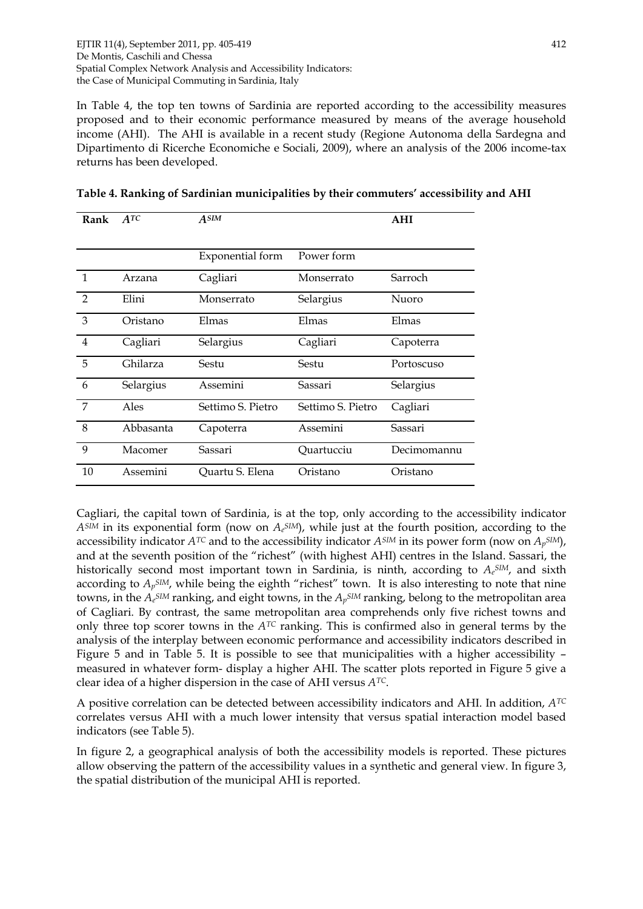In Table 4, the top ten towns of Sardinia are reported according to the accessibility measures proposed and to their economic performance measured by means of the average household income (AHI). The AHI is available in a recent study (Regione Autonoma della Sardegna and Dipartimento di Ricerche Economiche e Sociali, 2009), where an analysis of the 2006 income-tax returns has been developed.

**Table 4. Ranking of Sardinian municipalities by their commuters' accessibility and AHI**

| Rank | $A^{TC}$ | $A^{SIM}$ | | AHI |
|---|---|---|---|---|
| | | Exponential form | Power form | |
| 1 | Arzana | Cagliari | Monserrato | Sarroch |
| 2 | Elini | Monserrato | Selargius | Nuoro |
| 3 | Oristano | Elmas | Elmas | Elmas |
| 4 | Cagliari | Selargius | Cagliari | Capoterra |
| 5 | Ghilarza | Sestu | Sestu | Portoscuso |
| 6 | Selargius | Assemini | Sassari | Selargius |
| 7 | Ales | Settimo S. Pietro | Settimo S. Pietro | Cagliari |
| 8 | Abbasanta | Capoterra | Assemini | Sassari |
| 9 | Macomer | Sassari | Quartucciu | Decimomannu |
| 10 | Assemini | Quartu S. Elena | Oristano | Oristano |

Cagliari, the capital town of Sardinia, is at the top, only according to the accessibility indicator $A^{SIM}$ in its exponential form (now on $A_e^{SIM}$), while just at the fourth position, according to the accessibility indicator $A^{TC}$ and to the accessibility indicator $A^{SIM}$ in its power form (now on $A_p^{SIM}$), and at the seventh position of the "richest" (with highest AHI) centres in the Island. Sassari, the historically second most important town in Sardinia, is ninth, according to $A_e^{SIM}$, and sixth according to $A_p^{SIM}$, while being the eighth "richest" town. It is also interesting to note that nine towns, in the $A_e^{SIM}$ ranking, and eight towns, in the $A_p^{SIM}$ ranking, belong to the metropolitan area of Cagliari. By contrast, the same metropolitan area comprehends only five richest towns and only three top scorer towns in the $A^{TC}$ ranking. This is confirmed also in general terms by the analysis of the interplay between economic performance and accessibility indicators described in Figure 5 and in Table 5. It is possible to see that municipalities with a higher accessibility – measured in whatever form- display a higher AHI. The scatter plots reported in Figure 5 give a clear idea of a higher dispersion in the case of AHI versus $A^{TC}$.

A positive correlation can be detected between accessibility indicators and AHI. In addition, $A^{TC}$ correlates versus AHI with a much lower intensity that versus spatial interaction model based indicators (see Table 5).

In figure 2, a geographical analysis of both the accessibility models is reported. These pictures allow observing the pattern of the accessibility values in a synthetic and general view. In figure 3, the spatial distribution of the municipal AHI is reported.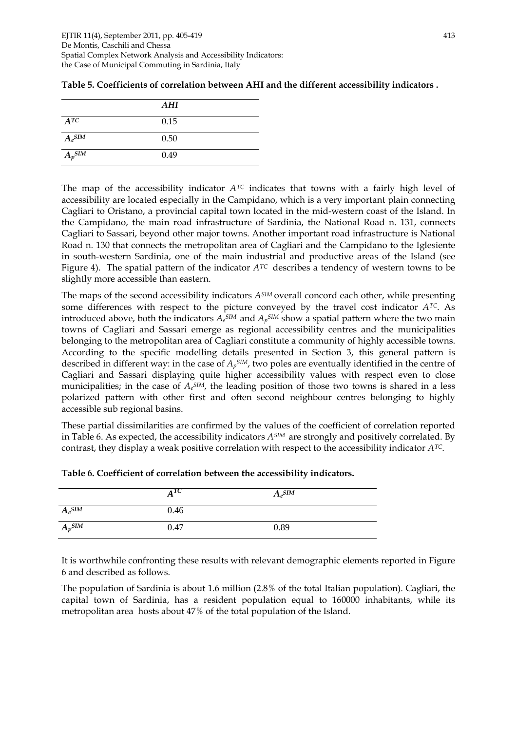**Table 5. Coefficients of correlation between AHI and the different accessibility indicators .**

| | *AHI* |
|---|---|
| $A^{TC}$ | 0.15 |
| $A_e^{SIM}$ | 0.50 |
| $A_p^{SIM}$ | 0.49 |

The map of the accessibility indicator $A^{TC}$ indicates that towns with a fairly high level of accessibility are located especially in the Campidano, which is a very important plain connecting Cagliari to Oristano, a provincial capital town located in the mid-western coast of the Island. In the Campidano, the main road infrastructure of Sardinia, the National Road n. 131, connects Cagliari to Sassari, beyond other major towns. Another important road infrastructure is National Road n. 130 that connects the metropolitan area of Cagliari and the Campidano to the Iglesiente in south-western Sardinia, one of the main industrial and productive areas of the Island (see Figure 4). The spatial pattern of the indicator $A^{TC}$ describes a tendency of western towns to be slightly more accessible than eastern.

The maps of the second accessibility indicators $A^{SIM}$ overall concord each other, while presenting some differences with respect to the picture conveyed by the travel cost indicator $A^{TC}$. As introduced above, both the indicators $A_e^{SIM}$ and $A_p^{SIM}$ show a spatial pattern where the two main towns of Cagliari and Sassari emerge as regional accessibility centres and the municipalities belonging to the metropolitan area of Cagliari constitute a community of highly accessible towns. According to the specific modelling details presented in Section 3, this general pattern is described in different way: in the case of $A_p^{SIM}$, two poles are eventually identified in the centre of Cagliari and Sassari displaying quite higher accessibility values with respect even to close municipalities; in the case of $A_e^{SIM}$, the leading position of those two towns is shared in a less polarized pattern with other first and often second neighbour centres belonging to highly accessible sub regional basins.

These partial dissimilarities are confirmed by the values of the coefficient of correlation reported in Table 6. As expected, the accessibility indicators $A^{SIM}$ are strongly and positively correlated. By contrast, they display a weak positive correlation with respect to the accessibility indicator $A^{TC}$.

**Table 6. Coefficient of correlation between the accessibility indicators.**

| | $A^{TC}$ | $A_e^{SIM}$ |
|---|---|---|
| $A_e^{SIM}$ | 0.46 | |
| $A_p^{SIM}$ | 0.47 | 0.89 |

It is worthwhile confronting these results with relevant demographic elements reported in Figure 6 and described as follows.

The population of Sardinia is about 1.6 million (2.8% of the total Italian population). Cagliari, the capital town of Sardinia, has a resident population equal to 160000 inhabitants, while its metropolitan area hosts about 47% of the total population of the Island.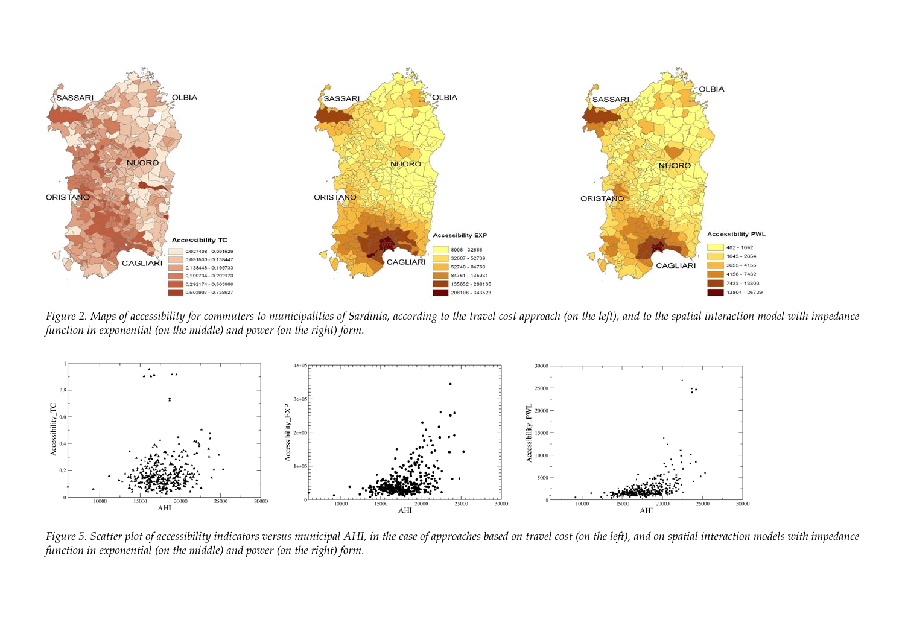*Figure 2. Maps of accessibility for commuters to municipalities of Sardinia, according to the travel cost approach (on the left), and to the spatial interaction model with impedance function in exponential (on the middle) and power (on the right) form.*

*Figure 5. Scatter plot of accessibility indicators versus municipal AHI, in the case of approaches based on travel cost (on the left), and on spatial interaction models with impedance function in exponential (on the middle) and power (on the right) form.*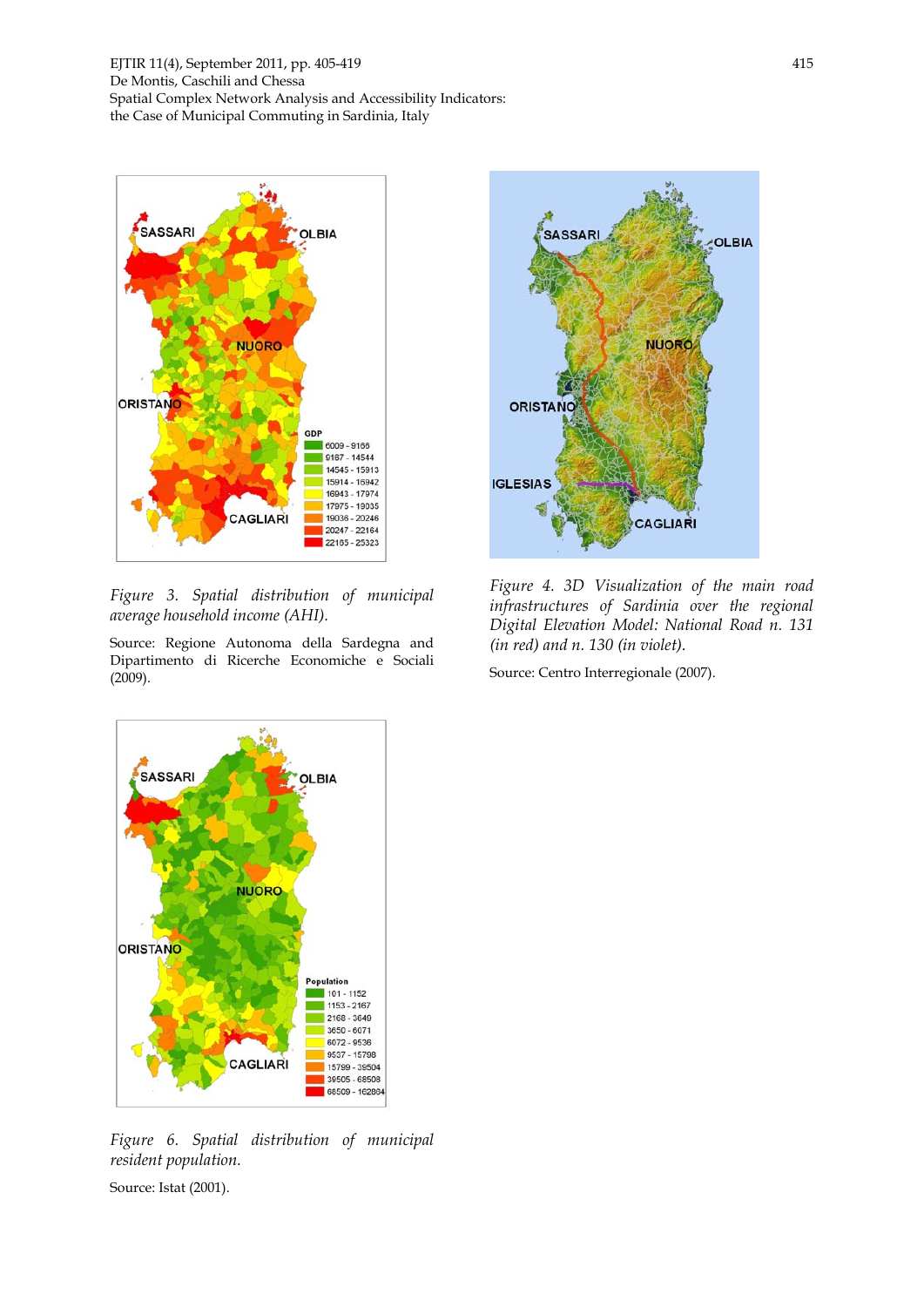*Figure 3. Spatial distribution of municipal average household income (AHI).*

Source: Regione Autonoma della Sardegna and Dipartimento di Ricerche Economiche e Sociali (2009).

*Figure 4. 3D Visualization of the main road infrastructures of Sardinia over the regional Digital Elevation Model: National Road n. 131 (in red) and n. 130 (in violet).*

Source: Centro Interregionale (2007).

*Figure 6. Spatial distribution of municipal resident population.*

Source: Istat (2001).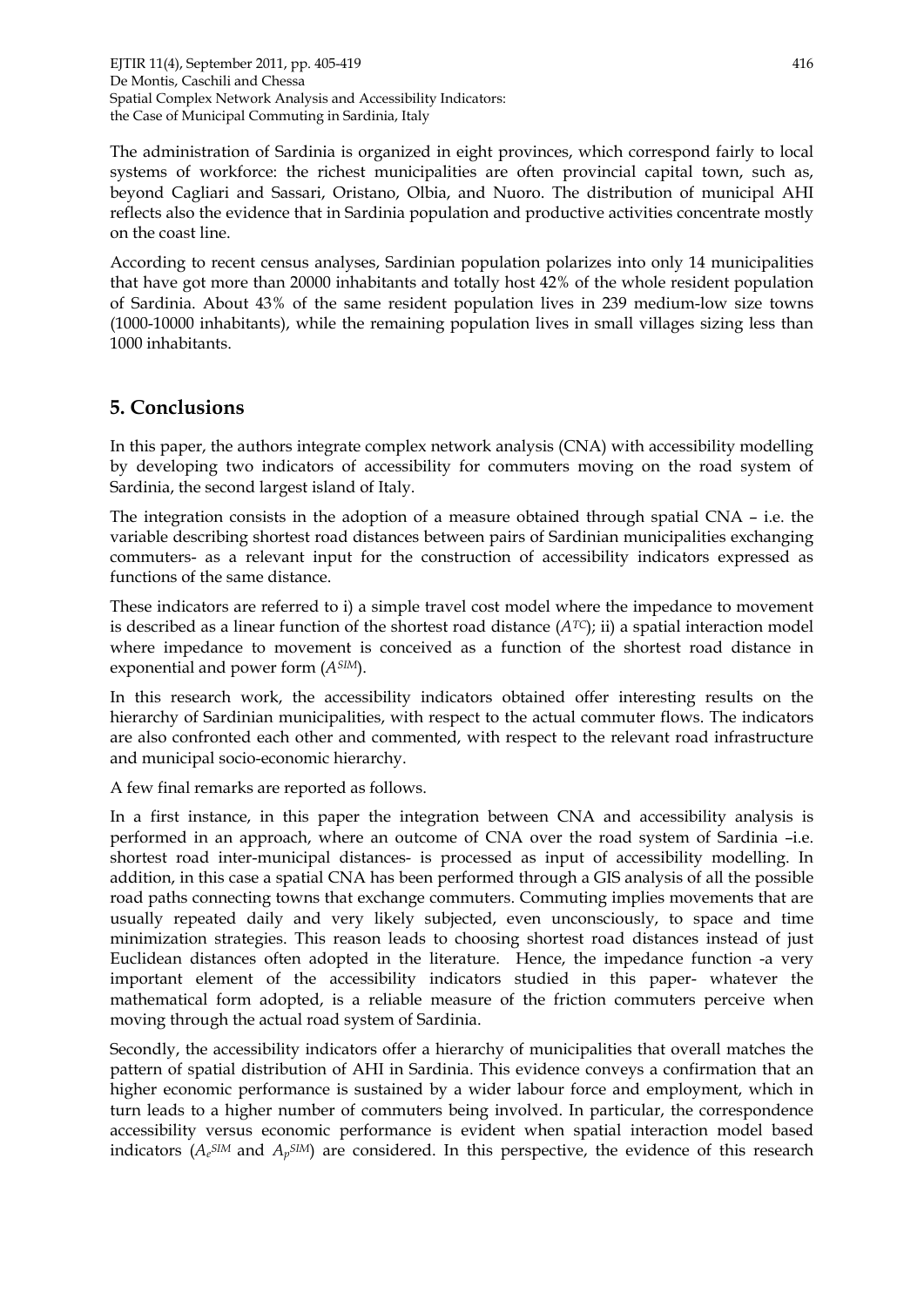The administration of Sardinia is organized in eight provinces, which correspond fairly to local systems of workforce: the richest municipalities are often provincial capital town, such as, beyond Cagliari and Sassari, Oristano, Olbia, and Nuoro. The distribution of municipal AHI reflects also the evidence that in Sardinia population and productive activities concentrate mostly on the coast line.

According to recent census analyses, Sardinian population polarizes into only 14 municipalities that have got more than 20000 inhabitants and totally host 42% of the whole resident population of Sardinia. About 43% of the same resident population lives in 239 medium-low size towns (1000-10000 inhabitants), while the remaining population lives in small villages sizing less than 1000 inhabitants.

## 5. Conclusions

In this paper, the authors integrate complex network analysis (CNA) with accessibility modelling by developing two indicators of accessibility for commuters moving on the road system of Sardinia, the second largest island of Italy.

The integration consists in the adoption of a measure obtained through spatial CNA – i.e. the variable describing shortest road distances between pairs of Sardinian municipalities exchanging commuters- as a relevant input for the construction of accessibility indicators expressed as functions of the same distance.

These indicators are referred to i) a simple travel cost model where the impedance to movement is described as a linear function of the shortest road distance ($A^{TC}$); ii) a spatial interaction model where impedance to movement is conceived as a function of the shortest road distance in exponential and power form ($A^{SIM}$).

In this research work, the accessibility indicators obtained offer interesting results on the hierarchy of Sardinian municipalities, with respect to the actual commuter flows. The indicators are also confronted each other and commented, with respect to the relevant road infrastructure and municipal socio-economic hierarchy.

A few final remarks are reported as follows.

In a first instance, in this paper the integration between CNA and accessibility analysis is performed in an approach, where an outcome of CNA over the road system of Sardinia –i.e. shortest road inter-municipal distances- is processed as input of accessibility modelling. In addition, in this case a spatial CNA has been performed through a GIS analysis of all the possible road paths connecting towns that exchange commuters. Commuting implies movements that are usually repeated daily and very likely subjected, even unconsciously, to space and time minimization strategies. This reason leads to choosing shortest road distances instead of just Euclidean distances often adopted in the literature. Hence, the impedance function -a very important element of the accessibility indicators studied in this paper- whatever the mathematical form adopted, is a reliable measure of the friction commuters perceive when moving through the actual road system of Sardinia.

Secondly, the accessibility indicators offer a hierarchy of municipalities that overall matches the pattern of spatial distribution of AHI in Sardinia. This evidence conveys a confirmation that an higher economic performance is sustained by a wider labour force and employment, which in turn leads to a higher number of commuters being involved. In particular, the correspondence accessibility versus economic performance is evident when spatial interaction model based indicators ($A_e^{SIM}$ and $A_p^{SIM}$) are considered. In this perspective, the evidence of this research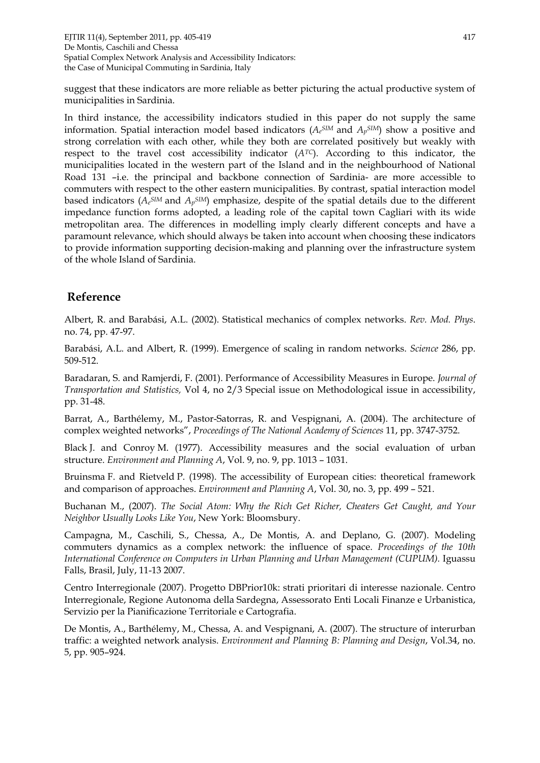suggest that these indicators are more reliable as better picturing the actual productive system of municipalities in Sardinia.

In third instance, the accessibility indicators studied in this paper do not supply the same information. Spatial interaction model based indicators ($A_e^{SIM}$ and $A_p^{SIM}$) show a positive and strong correlation with each other, while they both are correlated positively but weakly with respect to the travel cost accessibility indicator ($A^{TC}$). According to this indicator, the municipalities located in the western part of the Island and in the neighbourhood of National Road 131 –i.e. the principal and backbone connection of Sardinia- are more accessible to commuters with respect to the other eastern municipalities. By contrast, spatial interaction model based indicators ($A_e^{SIM}$ and $A_p^{SIM}$) emphasize, despite of the spatial details due to the different impedance function forms adopted, a leading role of the capital town Cagliari with its wide metropolitan area. The differences in modelling imply clearly different concepts and have a paramount relevance, which should always be taken into account when choosing these indicators to provide information supporting decision-making and planning over the infrastructure system of the whole Island of Sardinia.

## Reference

Albert, R. and Barabási, A.L. (2002). Statistical mechanics of complex networks. *Rev. Mod. Phys.* no. 74, pp. 47-97.

Barabási, A.L. and Albert, R. (1999). Emergence of scaling in random networks. *Science* 286, pp. 509-512.

Baradaran, S. and Ramjerdi, F. (2001). Performance of Accessibility Measures in Europe. *Journal of Transportation and Statistics,* Vol 4, no 2/3 Special issue on Methodological issue in accessibility, pp. 31-48.

Barrat, A., Barthélemy, M., Pastor-Satorras, R. and Vespignani, A. (2004). The architecture of complex weighted networks", *Proceedings of The National Academy of Sciences* 11, pp. 3747-3752.

Black J. and Conroy M. (1977). Accessibility measures and the social evaluation of urban structure. *Environment and Planning A*, Vol. 9, no. 9, pp. 1013 – 1031.

Bruinsma F. and Rietveld P. (1998). The accessibility of European cities: theoretical framework and comparison of approaches. *Environment and Planning A*, Vol. 30, no. 3, pp. 499 – 521.

Buchanan M., (2007). *The Social Atom: Why the Rich Get Richer, Cheaters Get Caught, and Your Neighbor Usually Looks Like You*, New York: Bloomsbury.

Campagna, M., Caschili, S., Chessa, A., De Montis, A. and Deplano, G. (2007). Modeling commuters dynamics as a complex network: the influence of space. *Proceedings of the 10th International Conference on Computers in Urban Planning and Urban Management (CUPUM).* Iguassu Falls, Brasil, July, 11-13 2007.

Centro Interregionale (2007). Progetto DBPrior10k: strati prioritari di interesse nazionale. Centro Interregionale, Regione Autonoma della Sardegna, Assessorato Enti Locali Finanze e Urbanistica, Servizio per la Pianificazione Territoriale e Cartografia.

De Montis, A., Barthélemy, M., Chessa, A. and Vespignani, A. (2007). The structure of interurban traffic: a weighted network analysis. *Environment and Planning B: Planning and Design*, Vol.34, no. 5, pp. 905–924.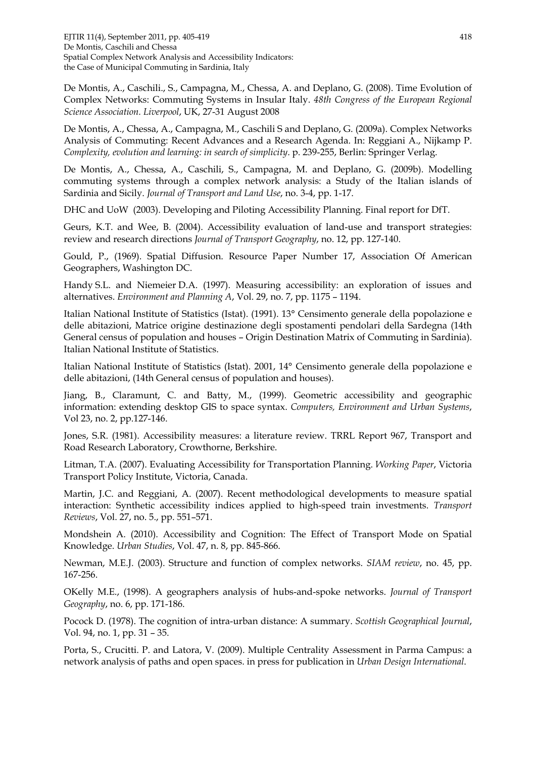De Montis, A., Caschili., S., Campagna, M., Chessa, A. and Deplano, G. (2008). Time Evolution of Complex Networks: Commuting Systems in Insular Italy. *48th Congress of the European Regional Science Association. Liverpool*, UK, 27-31 August 2008

De Montis, A., Chessa, A., Campagna, M., Caschili S and Deplano, G. (2009a). Complex Networks Analysis of Commuting: Recent Advances and a Research Agenda. In: Reggiani A., Nijkamp P. *Complexity, evolution and learning: in search of simplicity*. p. 239-255, Berlin: Springer Verlag.

De Montis, A., Chessa, A., Caschili, S., Campagna, M. and Deplano, G. (2009b). Modelling commuting systems through a complex network analysis: a Study of the Italian islands of Sardinia and Sicily. *Journal of Transport and Land Use*, no. 3-4, pp. 1-17.

DHC and UoW (2003). Developing and Piloting Accessibility Planning. Final report for DfT.

Geurs, K.T. and Wee, B. (2004). Accessibility evaluation of land-use and transport strategies: review and research directions *Journal of Transport Geography*, no. 12, pp. 127-140.

Gould, P., (1969). Spatial Diffusion. Resource Paper Number 17, Association Of American Geographers, Washington DC.

Handy S.L. and Niemeier D.A. (1997). Measuring accessibility: an exploration of issues and alternatives. *Environment and Planning A*, Vol. 29, no. 7, pp. 1175 – 1194.

Italian National Institute of Statistics (Istat). (1991). 13° Censimento generale della popolazione e delle abitazioni, Matrice origine destinazione degli spostamenti pendolari della Sardegna (14th General census of population and houses – Origin Destination Matrix of Commuting in Sardinia). Italian National Institute of Statistics.

Italian National Institute of Statistics (Istat). 2001, 14° Censimento generale della popolazione e delle abitazioni, (14th General census of population and houses).

Jiang, B., Claramunt, C. and Batty, M., (1999). Geometric accessibility and geographic information: extending desktop GIS to space syntax. *Computers, Environment and Urban Systems*, Vol 23, no. 2, pp.127-146.

Jones, S.R. (1981). Accessibility measures: a literature review. TRRL Report 967, Transport and Road Research Laboratory, Crowthorne, Berkshire.

Litman, T.A. (2007). Evaluating Accessibility for Transportation Planning. *Working Paper*, Victoria Transport Policy Institute, Victoria, Canada.

Martin, J.C. and Reggiani, A. (2007). Recent methodological developments to measure spatial interaction: Synthetic accessibility indices applied to high-speed train investments. *Transport Reviews*, Vol. 27, no. 5., pp. 551–571.

Mondshein A. (2010). Accessibility and Cognition: The Effect of Transport Mode on Spatial Knowledge. *Urban Studies*, Vol. 47, n. 8, pp. 845-866.

Newman, M.E.J. (2003). Structure and function of complex networks. *SIAM review*, no. 45, pp. 167-256.

OKelly M.E., (1998). A geographers analysis of hubs-and-spoke networks. *Journal of Transport Geography*, no. 6, pp. 171-186.

Pocock D. (1978). The cognition of intra-urban distance: A summary. *Scottish Geographical Journal*, Vol. 94, no. 1, pp. 31 – 35.

Porta, S., Crucitti. P. and Latora, V. (2009). Multiple Centrality Assessment in Parma Campus: a network analysis of paths and open spaces. in press for publication in *Urban Design International*.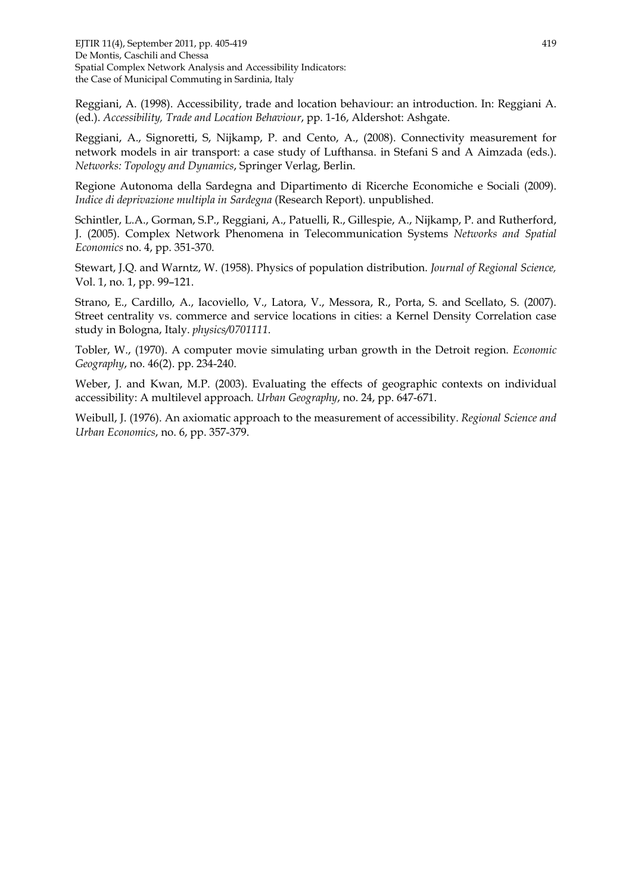Reggiani, A. (1998). Accessibility, trade and location behaviour: an introduction. In: Reggiani A. (ed.). *Accessibility, Trade and Location Behaviour*, pp. 1-16, Aldershot: Ashgate.

Reggiani, A., Signoretti, S, Nijkamp, P. and Cento, A., (2008). Connectivity measurement for network models in air transport: a case study of Lufthansa. in Stefani S and A Aimzada (eds.). *Networks: Topology and Dynamics*, Springer Verlag, Berlin.

Regione Autonoma della Sardegna and Dipartimento di Ricerche Economiche e Sociali (2009). *Indice di deprivazione multipla in Sardegna* (Research Report). unpublished.

Schintler, L.A., Gorman, S.P., Reggiani, A., Patuelli, R., Gillespie, A., Nijkamp, P. and Rutherford, J. (2005). Complex Network Phenomena in Telecommunication Systems *Networks and Spatial Economics* no. 4, pp. 351-370.

Stewart, J.Q. and Warntz, W. (1958). Physics of population distribution. *Journal of Regional Science,* Vol. 1, no. 1, pp. 99–121.

Strano, E., Cardillo, A., Iacoviello, V., Latora, V., Messora, R., Porta, S. and Scellato, S. (2007). Street centrality vs. commerce and service locations in cities: a Kernel Density Correlation case study in Bologna, Italy. *physics/0701111*.

Tobler, W., (1970). A computer movie simulating urban growth in the Detroit region. *Economic Geography*, no. 46(2). pp. 234-240.

Weber, J. and Kwan, M.P. (2003). Evaluating the effects of geographic contexts on individual accessibility: A multilevel approach. *Urban Geography*, no. 24, pp. 647-671.

Weibull, J. (1976). An axiomatic approach to the measurement of accessibility. *Regional Science and Urban Economics*, no. 6, pp. 357-379.